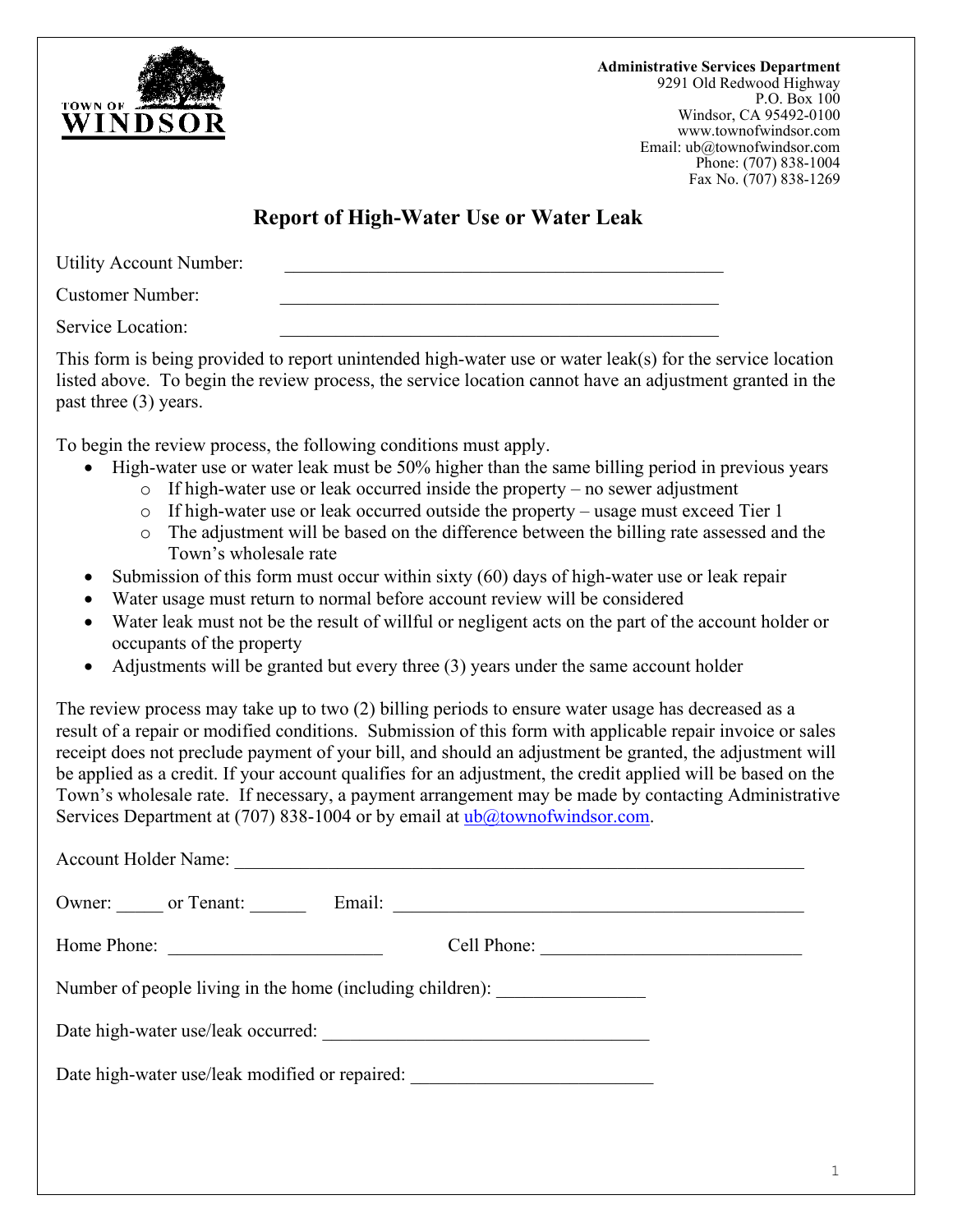**Administrative Services Department**
9291 Old Redwood Highway
P.O. Box 100
Windsor, CA 95492-0100
www.townofwindsor.com
Email: ub@townofwindsor.com
Phone: (707) 838-1004
Fax No. (707) 838-1269

# Report of High-Water Use or Water Leak

Utility Account Number: ______________________________________________

Customer Number: ______________________________________________

Service Location: ______________________________________________

This form is being provided to report unintended high-water use or water leak(s) for the service location listed above. To begin the review process, the service location cannot have an adjustment granted in the past three (3) years.

To begin the review process, the following conditions must apply.

- High-water use or water leak must be 50% higher than the same billing period in previous years
  - If high-water use or leak occurred inside the property – no sewer adjustment
  - If high-water use or leak occurred outside the property – usage must exceed Tier 1
  - The adjustment will be based on the difference between the billing rate assessed and the Town's wholesale rate
- Submission of this form must occur within sixty (60) days of high-water use or leak repair
- Water usage must return to normal before account review will be considered
- Water leak must not be the result of willful or negligent acts on the part of the account holder or occupants of the property
- Adjustments will be granted but every three (3) years under the same account holder

The review process may take up to two (2) billing periods to ensure water usage has decreased as a result of a repair or modified conditions. Submission of this form with applicable repair invoice or sales receipt does not preclude payment of your bill, and should an adjustment be granted, the adjustment will be applied as a credit. If your account qualifies for an adjustment, the credit applied will be based on the Town's wholesale rate. If necessary, a payment arrangement may be made by contacting Administrative Services Department at (707) 838-1004 or by email at ub@townofwindsor.com.

Account Holder Name: ______________________________________________________________

Owner: _____ or Tenant: ______ Email: ____________________________________________

Home Phone: ______________________ Cell Phone: ___________________________

Number of people living in the home (including children): _______________

Date high-water use/leak occurred: __________________________________

Date high-water use/leak modified or repaired: _________________________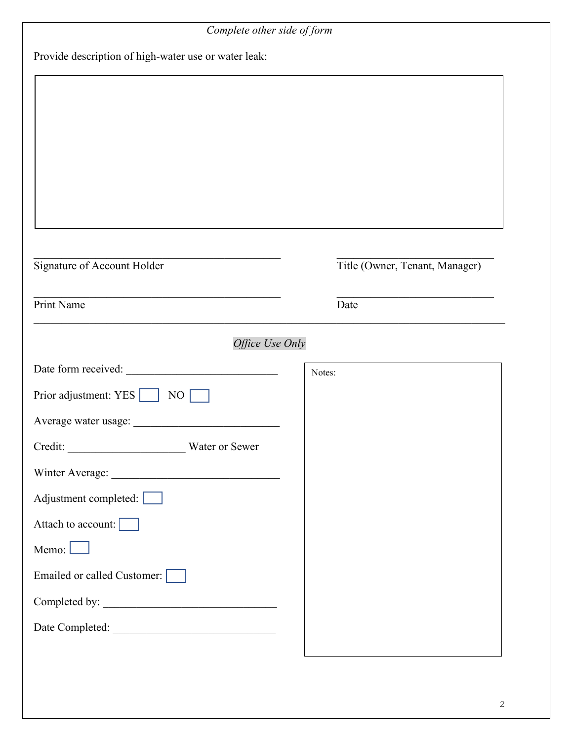*Complete other side of form*

Provide description of high-water use or water leak:

| |
|---|
| |

\_\_\_\_\_\_\_\_\_\_\_\_\_\_\_\_\_\_\_\_\_\_\_\_\_\_\_\_\_\_\_\_\_\_\_\_\_\_\_\_ \_\_\_\_\_\_\_\_\_\_\_\_\_\_\_\_\_\_\_\_\_\_\_\_\_\_\_\_

Signature of Account Holder Title (Owner, Tenant, Manager)

\_\_\_\_\_\_\_\_\_\_\_\_\_\_\_\_\_\_\_\_\_\_\_\_\_\_\_\_\_\_\_\_\_\_\_\_\_\_\_\_ \_\_\_\_\_\_\_\_\_\_\_\_\_\_\_\_\_\_\_\_\_\_\_\_\_\_\_\_

Print Name Date

---

*Office Use Only*

Date form received: \_\_\_\_\_\_\_\_\_\_\_\_\_\_\_\_\_\_\_\_\_\_\_\_\_\_\_

Prior adjustment: YES ☐ NO ☐

Average water usage: \_\_\_\_\_\_\_\_\_\_\_\_\_\_\_\_\_\_\_\_\_\_\_\_\_\_

Credit: \_\_\_\_\_\_\_\_\_\_\_\_\_\_\_\_\_\_\_\_\_ Water or Sewer

Winter Average: \_\_\_\_\_\_\_\_\_\_\_\_\_\_\_\_\_\_\_\_\_\_\_\_\_\_\_\_\_\_

Adjustment completed: ☐

Attach to account: ☐

Memo: ☐

Emailed or called Customer: ☐

Completed by: \_\_\_\_\_\_\_\_\_\_\_\_\_\_\_\_\_\_\_\_\_\_\_\_\_\_\_\_\_\_\_

Date Completed: \_\_\_\_\_\_\_\_\_\_\_\_\_\_\_\_\_\_\_\_\_\_\_\_\_\_\_\_\_

| Notes: |
|---|
| |